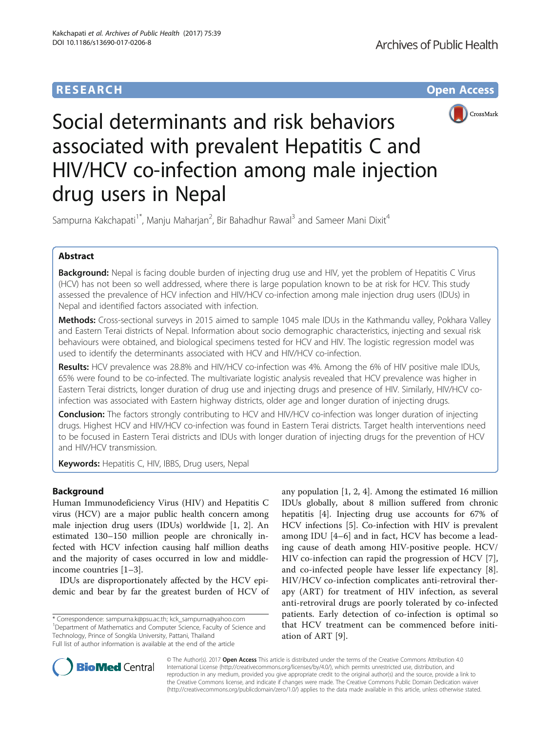RESEARCH Open Access

# Social determinants and risk behaviors associated with prevalent Hepatitis C and HIV/HCV co-infection among male injection drug users in Nepal

Sampurna Kakchapati[1*], Manju Maharjan[2], Bir Bahadhur Rawal[3] and Sameer Mani Dixit[4]

## Abstract

**Background:** Nepal is facing double burden of injecting drug use and HIV, yet the problem of Hepatitis C Virus (HCV) has not been so well addressed, where there is large population known to be at risk for HCV. This study assessed the prevalence of HCV infection and HIV/HCV co-infection among male injection drug users (IDUs) in Nepal and identified factors associated with infection.

**Methods:** Cross-sectional surveys in 2015 aimed to sample 1045 male IDUs in the Kathmandu valley, Pokhara Valley and Eastern Terai districts of Nepal. Information about socio demographic characteristics, injecting and sexual risk behaviours were obtained, and biological specimens tested for HCV and HIV. The logistic regression model was used to identify the determinants associated with HCV and HIV/HCV co-infection.

**Results:** HCV prevalence was 28.8% and HIV/HCV co-infection was 4%. Among the 6% of HIV positive male IDUs, 65% were found to be co-infected. The multivariate logistic analysis revealed that HCV prevalence was higher in Eastern Terai districts, longer duration of drug use and injecting drugs and presence of HIV. Similarly, HIV/HCV co-infection was associated with Eastern highway districts, older age and longer duration of injecting drugs.

**Conclusion:** The factors strongly contributing to HCV and HIV/HCV co-infection was longer duration of injecting drugs. Highest HCV and HIV/HCV co-infection was found in Eastern Terai districts. Target health interventions need to be focused in Eastern Terai districts and IDUs with longer duration of injecting drugs for the prevention of HCV and HIV/HCV transmission.

**Keywords:** Hepatitis C, HIV, IBBS, Drug users, Nepal

## Background

Human Immunodeficiency Virus (HIV) and Hepatitis C virus (HCV) are a major public health concern among male injection drug users (IDUs) worldwide [1, 2]. An estimated 130–150 million people are chronically infected with HCV infection causing half million deaths and the majority of cases occurred in low and middle-income countries [1–3].

IDUs are disproportionately affected by the HCV epidemic and bear by far the greatest burden of HCV of any population [1, 2, 4]. Among the estimated 16 million IDUs globally, about 8 million suffered from chronic hepatitis [4]. Injecting drug use accounts for 67% of HCV infections [5]. Co-infection with HIV is prevalent among IDU [4–6] and in fact, HCV has become a leading cause of death among HIV-positive people. HCV/HIV co-infection can rapid the progression of HCV [7], and co-infected people have lesser life expectancy [8]. HIV/HCV co-infection complicates anti-retroviral therapy (ART) for treatment of HIV infection, as several anti-retroviral drugs are poorly tolerated by co-infected patients. Early detection of co-infection is optimal so that HCV treatment can be commenced before initiation of ART [9].

\* Correspondence: sampurna.k@psu.ac.th; kck_sampurna@yahoo.com
[1]Department of Mathematics and Computer Science, Faculty of Science and Technology, Prince of Songkla University, Pattani, Thailand
Full list of author information is available at the end of the article

© The Author(s). 2017 **Open Access** This article is distributed under the terms of the Creative Commons Attribution 4.0 International License (http://creativecommons.org/licenses/by/4.0/), which permits unrestricted use, distribution, and reproduction in any medium, provided you give appropriate credit to the original author(s) and the source, provide a link to the Creative Commons license, and indicate if changes were made. The Creative Commons Public Domain Dedication waiver (http://creativecommons.org/publicdomain/zero/1.0/) applies to the data made available in this article, unless otherwise stated.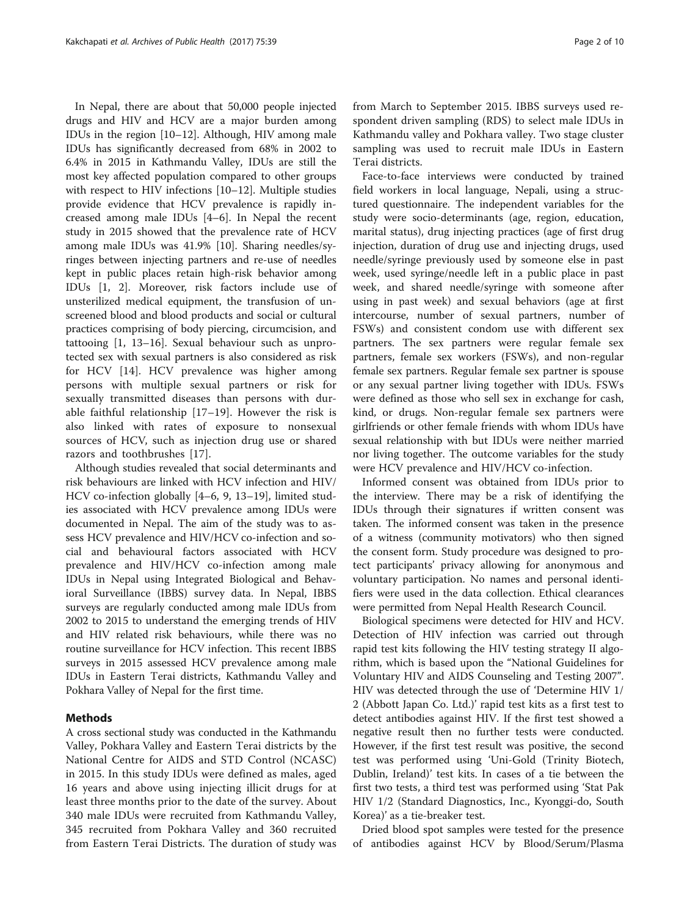In Nepal, there are about that 50,000 people injected drugs and HIV and HCV are a major burden among IDUs in the region [10–12]. Although, HIV among male IDUs has significantly decreased from 68% in 2002 to 6.4% in 2015 in Kathmandu Valley, IDUs are still the most key affected population compared to other groups with respect to HIV infections [10–12]. Multiple studies provide evidence that HCV prevalence is rapidly increased among male IDUs [4–6]. In Nepal the recent study in 2015 showed that the prevalence rate of HCV among male IDUs was 41.9% [10]. Sharing needles/syringes between injecting partners and re-use of needles kept in public places retain high-risk behavior among IDUs [1, 2]. Moreover, risk factors include use of unsterilized medical equipment, the transfusion of unscreened blood and blood products and social or cultural practices comprising of body piercing, circumcision, and tattooing [1, 13–16]. Sexual behaviour such as unprotected sex with sexual partners is also considered as risk for HCV [14]. HCV prevalence was higher among persons with multiple sexual partners or risk for sexually transmitted diseases than persons with durable faithful relationship [17–19]. However the risk is also linked with rates of exposure to nonsexual sources of HCV, such as injection drug use or shared razors and toothbrushes [17].

Although studies revealed that social determinants and risk behaviours are linked with HCV infection and HIV/HCV co-infection globally [4–6, 9, 13–19], limited studies associated with HCV prevalence among IDUs were documented in Nepal. The aim of the study was to assess HCV prevalence and HIV/HCV co-infection and social and behavioural factors associated with HCV prevalence and HIV/HCV co-infection among male IDUs in Nepal using Integrated Biological and Behavioral Surveillance (IBBS) survey data. In Nepal, IBBS surveys are regularly conducted among male IDUs from 2002 to 2015 to understand the emerging trends of HIV and HIV related risk behaviours, while there was no routine surveillance for HCV infection. This recent IBBS surveys in 2015 assessed HCV prevalence among male IDUs in Eastern Terai districts, Kathmandu Valley and Pokhara Valley of Nepal for the first time.

## Methods

A cross sectional study was conducted in the Kathmandu Valley, Pokhara Valley and Eastern Terai districts by the National Centre for AIDS and STD Control (NCASC) in 2015. In this study IDUs were defined as males, aged 16 years and above using injecting illicit drugs for at least three months prior to the date of the survey. About 340 male IDUs were recruited from Kathmandu Valley, 345 recruited from Pokhara Valley and 360 recruited from Eastern Terai Districts. The duration of study was from March to September 2015. IBBS surveys used respondent driven sampling (RDS) to select male IDUs in Kathmandu valley and Pokhara valley. Two stage cluster sampling was used to recruit male IDUs in Eastern Terai districts.

Face-to-face interviews were conducted by trained field workers in local language, Nepali, using a structured questionnaire. The independent variables for the study were socio-determinants (age, region, education, marital status), drug injecting practices (age of first drug injection, duration of drug use and injecting drugs, used needle/syringe previously used by someone else in past week, used syringe/needle left in a public place in past week, and shared needle/syringe with someone after using in past week) and sexual behaviors (age at first intercourse, number of sexual partners, number of FSWs) and consistent condom use with different sex partners. The sex partners were regular female sex partners, female sex workers (FSWs), and non-regular female sex partners. Regular female sex partner is spouse or any sexual partner living together with IDUs. FSWs were defined as those who sell sex in exchange for cash, kind, or drugs. Non-regular female sex partners were girlfriends or other female friends with whom IDUs have sexual relationship with but IDUs were neither married nor living together. The outcome variables for the study were HCV prevalence and HIV/HCV co-infection.

Informed consent was obtained from IDUs prior to the interview. There may be a risk of identifying the IDUs through their signatures if written consent was taken. The informed consent was taken in the presence of a witness (community motivators) who then signed the consent form. Study procedure was designed to protect participants' privacy allowing for anonymous and voluntary participation. No names and personal identifiers were used in the data collection. Ethical clearances were permitted from Nepal Health Research Council.

Biological specimens were detected for HIV and HCV. Detection of HIV infection was carried out through rapid test kits following the HIV testing strategy II algorithm, which is based upon the "National Guidelines for Voluntary HIV and AIDS Counseling and Testing 2007". HIV was detected through the use of 'Determine HIV 1/2 (Abbott Japan Co. Ltd.)' rapid test kits as a first test to detect antibodies against HIV. If the first test showed a negative result then no further tests were conducted. However, if the first test result was positive, the second test was performed using 'Uni-Gold (Trinity Biotech, Dublin, Ireland)' test kits. In cases of a tie between the first two tests, a third test was performed using 'Stat Pak HIV 1/2 (Standard Diagnostics, Inc., Kyonggi-do, South Korea)' as a tie-breaker test.

Dried blood spot samples were tested for the presence of antibodies against HCV by Blood/Serum/Plasma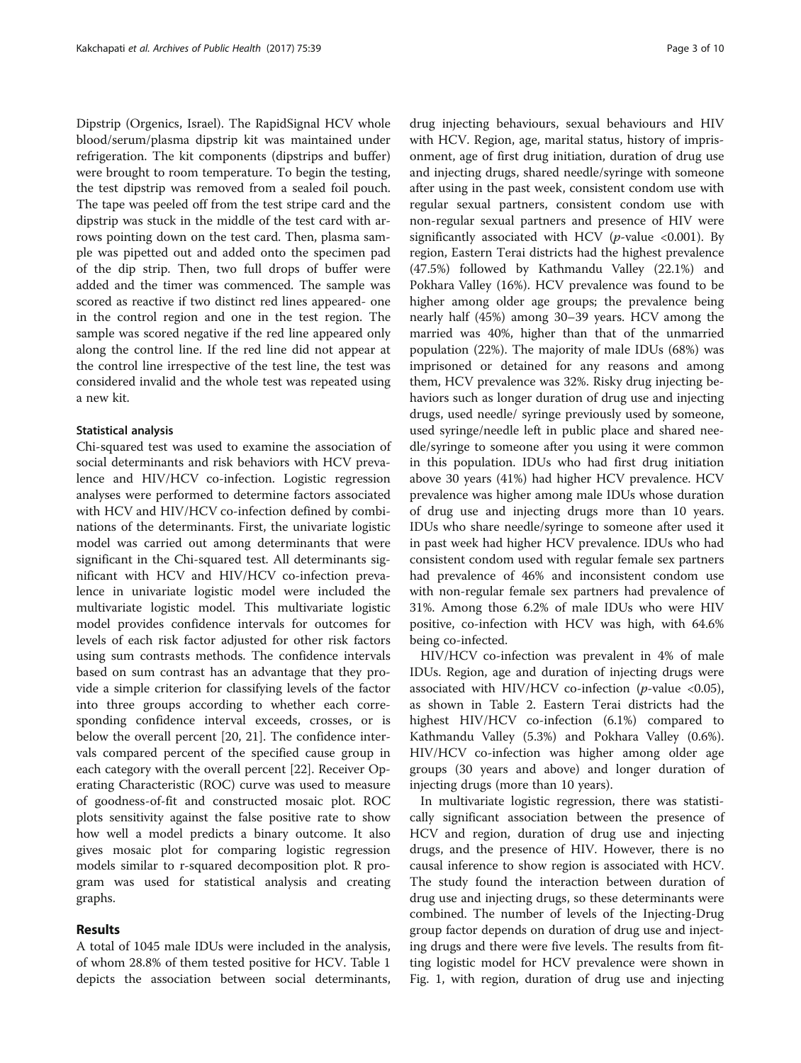Dipstrip (Orgenics, Israel). The RapidSignal HCV whole blood/serum/plasma dipstrip kit was maintained under refrigeration. The kit components (dipstrips and buffer) were brought to room temperature. To begin the testing, the test dipstrip was removed from a sealed foil pouch. The tape was peeled off from the test stripe card and the dipstrip was stuck in the middle of the test card with arrows pointing down on the test card. Then, plasma sample was pipetted out and added onto the specimen pad of the dip strip. Then, two full drops of buffer were added and the timer was commenced. The sample was scored as reactive if two distinct red lines appeared- one in the control region and one in the test region. The sample was scored negative if the red line appeared only along the control line. If the red line did not appear at the control line irrespective of the test line, the test was considered invalid and the whole test was repeated using a new kit.

### Statistical analysis

Chi-squared test was used to examine the association of social determinants and risk behaviors with HCV prevalence and HIV/HCV co-infection. Logistic regression analyses were performed to determine factors associated with HCV and HIV/HCV co-infection defined by combinations of the determinants. First, the univariate logistic model was carried out among determinants that were significant in the Chi-squared test. All determinants significant with HCV and HIV/HCV co-infection prevalence in univariate logistic model were included the multivariate logistic model. This multivariate logistic model provides confidence intervals for outcomes for levels of each risk factor adjusted for other risk factors using sum contrasts methods. The confidence intervals based on sum contrast has an advantage that they provide a simple criterion for classifying levels of the factor into three groups according to whether each corresponding confidence interval exceeds, crosses, or is below the overall percent [20, 21]. The confidence intervals compared percent of the specified cause group in each category with the overall percent [22]. Receiver Operating Characteristic (ROC) curve was used to measure of goodness-of-fit and constructed mosaic plot. ROC plots sensitivity against the false positive rate to show how well a model predicts a binary outcome. It also gives mosaic plot for comparing logistic regression models similar to r-squared decomposition plot. R program was used for statistical analysis and creating graphs.

## Results

A total of 1045 male IDUs were included in the analysis, of whom 28.8% of them tested positive for HCV. Table 1 depicts the association between social determinants, drug injecting behaviours, sexual behaviours and HIV with HCV. Region, age, marital status, history of imprisonment, age of first drug initiation, duration of drug use and injecting drugs, shared needle/syringe with someone after using in the past week, consistent condom use with regular sexual partners, consistent condom use with non-regular sexual partners and presence of HIV were significantly associated with HCV (*p*-value <0.001). By region, Eastern Terai districts had the highest prevalence (47.5%) followed by Kathmandu Valley (22.1%) and Pokhara Valley (16%). HCV prevalence was found to be higher among older age groups; the prevalence being nearly half (45%) among 30–39 years. HCV among the married was 40%, higher than that of the unmarried population (22%). The majority of male IDUs (68%) was imprisoned or detained for any reasons and among them, HCV prevalence was 32%. Risky drug injecting behaviors such as longer duration of drug use and injecting drugs, used needle/ syringe previously used by someone, used syringe/needle left in public place and shared needle/syringe to someone after you using it were common in this population. IDUs who had first drug initiation above 30 years (41%) had higher HCV prevalence. HCV prevalence was higher among male IDUs whose duration of drug use and injecting drugs more than 10 years. IDUs who share needle/syringe to someone after used it in past week had higher HCV prevalence. IDUs who had consistent condom used with regular female sex partners had prevalence of 46% and inconsistent condom use with non-regular female sex partners had prevalence of 31%. Among those 6.2% of male IDUs who were HIV positive, co-infection with HCV was high, with 64.6% being co-infected.

HIV/HCV co-infection was prevalent in 4% of male IDUs. Region, age and duration of injecting drugs were associated with HIV/HCV co-infection (*p*-value <0.05), as shown in Table 2. Eastern Terai districts had the highest HIV/HCV co-infection (6.1%) compared to Kathmandu Valley (5.3%) and Pokhara Valley (0.6%). HIV/HCV co-infection was higher among older age groups (30 years and above) and longer duration of injecting drugs (more than 10 years).

In multivariate logistic regression, there was statistically significant association between the presence of HCV and region, duration of drug use and injecting drugs, and the presence of HIV. However, there is no causal inference to show region is associated with HCV. The study found the interaction between duration of drug use and injecting drugs, so these determinants were combined. The number of levels of the Injecting-Drug group factor depends on duration of drug use and injecting drugs and there were five levels. The results from fitting logistic model for HCV prevalence were shown in Fig. 1, with region, duration of drug use and injecting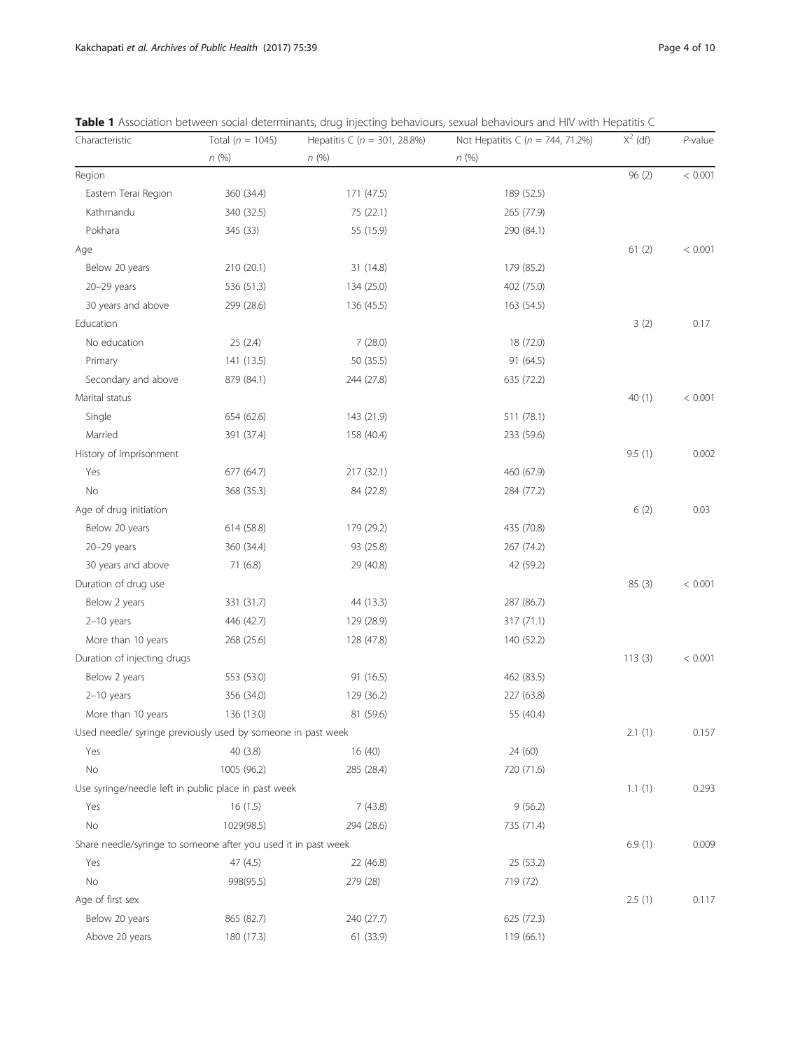**Table 1** Association between social determinants, drug injecting behaviours, sexual behaviours and HIV with Hepatitis C

| Characteristic | Total ($n$ = 1045) | Hepatitis C ($n$ = 301, 28.8%) | Not Hepatitis C ($n$ = 744, 71.2%) | $X^2$ (df) | *P*-value |
|---|---|---|---|---|---|
| | $n$ (%) | $n$ (%) | $n$ (%) | | |
| Region | | | | 96 (2) | < 0.001 |
| Eastern Terai Region | 360 (34.4) | 171 (47.5) | 189 (52.5) | | |
| Kathmandu | 340 (32.5) | 75 (22.1) | 265 (77.9) | | |
| Pokhara | 345 (33) | 55 (15.9) | 290 (84.1) | | |
| Age | | | | 61 (2) | < 0.001 |
| Below 20 years | 210 (20.1) | 31 (14.8) | 179 (85.2) | | |
| 20–29 years | 536 (51.3) | 134 (25.0) | 402 (75.0) | | |
| 30 years and above | 299 (28.6) | 136 (45.5) | 163 (54.5) | | |
| Education | | | | 3 (2) | 0.17 |
| No education | 25 (2.4) | 7 (28.0) | 18 (72.0) | | |
| Primary | 141 (13.5) | 50 (35.5) | 91 (64.5) | | |
| Secondary and above | 879 (84.1) | 244 (27.8) | 635 (72.2) | | |
| Marital status | | | | 40 (1) | < 0.001 |
| Single | 654 (62.6) | 143 (21.9) | 511 (78.1) | | |
| Married | 391 (37.4) | 158 (40.4) | 233 (59.6) | | |
| History of Imprisonment | | | | 9.5 (1) | 0.002 |
| Yes | 677 (64.7) | 217 (32.1) | 460 (67.9) | | |
| No | 368 (35.3) | 84 (22.8) | 284 (77.2) | | |
| Age of drug initiation | | | | 6 (2) | 0.03 |
| Below 20 years | 614 (58.8) | 179 (29.2) | 435 (70.8) | | |
| 20–29 years | 360 (34.4) | 93 (25.8) | 267 (74.2) | | |
| 30 years and above | 71 (6.8) | 29 (40.8) | 42 (59.2) | | |
| Duration of drug use | | | | 85 (3) | < 0.001 |
| Below 2 years | 331 (31.7) | 44 (13.3) | 287 (86.7) | | |
| 2–10 years | 446 (42.7) | 129 (28.9) | 317 (71.1) | | |
| More than 10 years | 268 (25.6) | 128 (47.8) | 140 (52.2) | | |
| Duration of injecting drugs | | | | 113 (3) | < 0.001 |
| Below 2 years | 553 (53.0) | 91 (16.5) | 462 (83.5) | | |
| 2–10 years | 356 (34.0) | 129 (36.2) | 227 (63.8) | | |
| More than 10 years | 136 (13.0) | 81 (59.6) | 55 (40.4) | | |
| Used needle/ syringe previously used by someone in past week | | | | 2.1 (1) | 0.157 |
| Yes | 40 (3.8) | 16 (40) | 24 (60) | | |
| No | 1005 (96.2) | 285 (28.4) | 720 (71.6) | | |
| Use syringe/needle left in public place in past week | | | | 1.1 (1) | 0.293 |
| Yes | 16 (1.5) | 7 (43.8) | 9 (56.2) | | |
| No | 1029(98.5) | 294 (28.6) | 735 (71.4) | | |
| Share needle/syringe to someone after you used it in past week | | | | 6.9 (1) | 0.009 |
| Yes | 47 (4.5) | 22 (46.8) | 25 (53.2) | | |
| No | 998(95.5) | 279 (28) | 719 (72) | | |
| Age of first sex | | | | 2.5 (1) | 0.117 |
| Below 20 years | 865 (82.7) | 240 (27.7) | 625 (72.3) | | |
| Above 20 years | 180 (17.3) | 61 (33.9) | 119 (66.1) | | |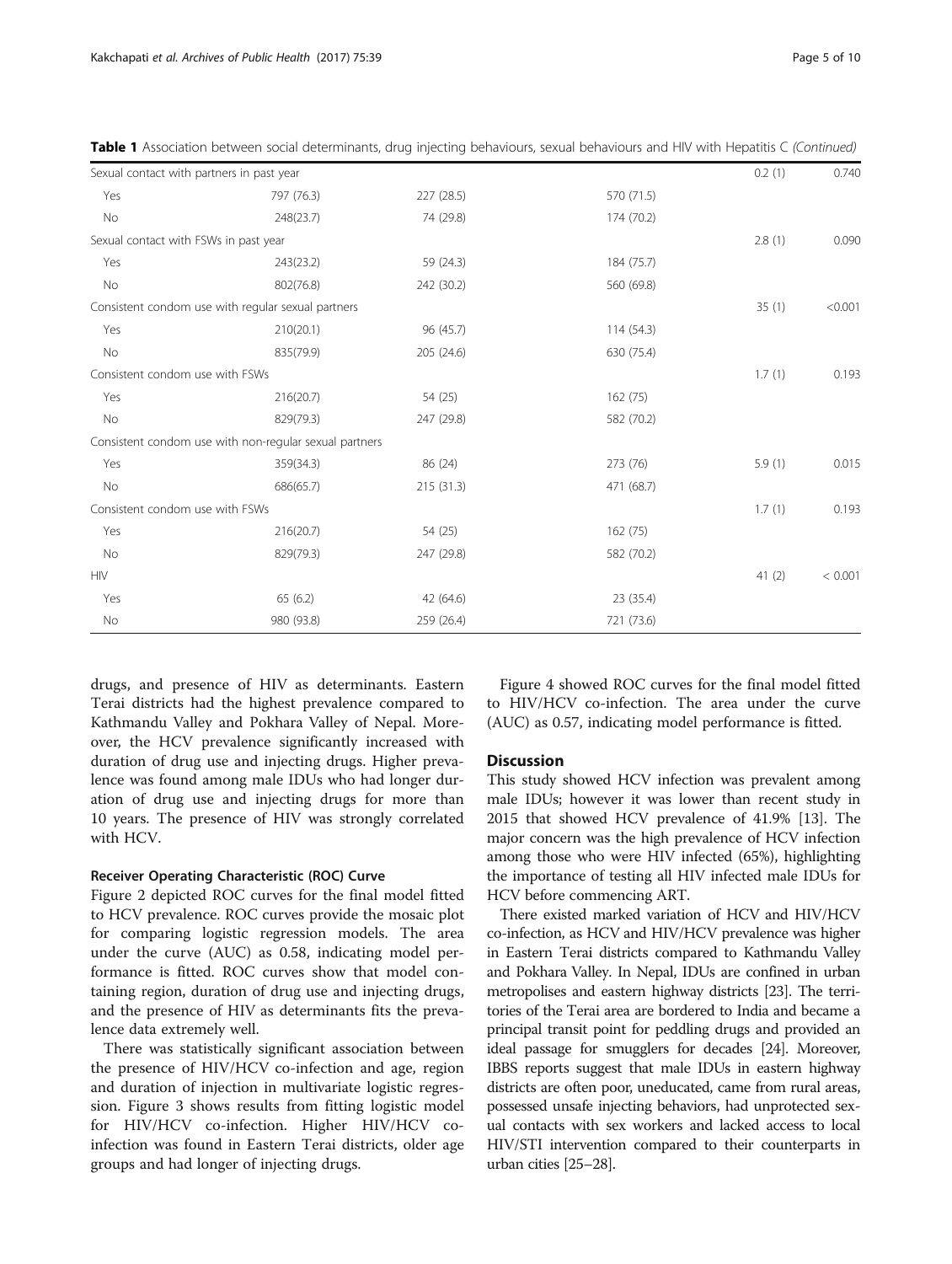**Table 1** Association between social determinants, drug injecting behaviours, sexual behaviours and HIV with Hepatitis C *(Continued)*

| | | | | | |
|---|---|---|---|---|---|
| Sexual contact with partners in past year | | | | 0.2 (1) | 0.740 |
| Yes | 797 (76.3) | 227 (28.5) | 570 (71.5) | | |
| No | 248(23.7) | 74 (29.8) | 174 (70.2) | | |
| Sexual contact with FSWs in past year | | | | 2.8 (1) | 0.090 |
| Yes | 243(23.2) | 59 (24.3) | 184 (75.7) | | |
| No | 802(76.8) | 242 (30.2) | 560 (69.8) | | |
| Consistent condom use with regular sexual partners | | | | 35 (1) | <0.001 |
| Yes | 210(20.1) | 96 (45.7) | 114 (54.3) | | |
| No | 835(79.9) | 205 (24.6) | 630 (75.4) | | |
| Consistent condom use with FSWs | | | | 1.7 (1) | 0.193 |
| Yes | 216(20.7) | 54 (25) | 162 (75) | | |
| No | 829(79.3) | 247 (29.8) | 582 (70.2) | | |
| Consistent condom use with non-regular sexual partners | | | | | |
| Yes | 359(34.3) | 86 (24) | 273 (76) | 5.9 (1) | 0.015 |
| No | 686(65.7) | 215 (31.3) | 471 (68.7) | | |
| Consistent condom use with FSWs | | | | 1.7 (1) | 0.193 |
| Yes | 216(20.7) | 54 (25) | 162 (75) | | |
| No | 829(79.3) | 247 (29.8) | 582 (70.2) | | |
| HIV | | | | 41 (2) | < 0.001 |
| Yes | 65 (6.2) | 42 (64.6) | 23 (35.4) | | |
| No | 980 (93.8) | 259 (26.4) | 721 (73.6) | | |

drugs, and presence of HIV as determinants. Eastern Terai districts had the highest prevalence compared to Kathmandu Valley and Pokhara Valley of Nepal. Moreover, the HCV prevalence significantly increased with duration of drug use and injecting drugs. Higher prevalence was found among male IDUs who had longer duration of drug use and injecting drugs for more than 10 years. The presence of HIV was strongly correlated with HCV.

#### Receiver Operating Characteristic (ROC) Curve

Figure 2 depicted ROC curves for the final model fitted to HCV prevalence. ROC curves provide the mosaic plot for comparing logistic regression models. The area under the curve (AUC) as 0.58, indicating model performance is fitted. ROC curves show that model containing region, duration of drug use and injecting drugs, and the presence of HIV as determinants fits the prevalence data extremely well.

There was statistically significant association between the presence of HIV/HCV co-infection and age, region and duration of injection in multivariate logistic regression. Figure 3 shows results from fitting logistic model for HIV/HCV co-infection. Higher HIV/HCV co-infection was found in Eastern Terai districts, older age groups and had longer of injecting drugs.

Figure 4 showed ROC curves for the final model fitted to HIV/HCV co-infection. The area under the curve (AUC) as 0.57, indicating model performance is fitted.

## Discussion

This study showed HCV infection was prevalent among male IDUs; however it was lower than recent study in 2015 that showed HCV prevalence of 41.9% [13]. The major concern was the high prevalence of HCV infection among those who were HIV infected (65%), highlighting the importance of testing all HIV infected male IDUs for HCV before commencing ART.

There existed marked variation of HCV and HIV/HCV co-infection, as HCV and HIV/HCV prevalence was higher in Eastern Terai districts compared to Kathmandu Valley and Pokhara Valley. In Nepal, IDUs are confined in urban metropolises and eastern highway districts [23]. The territories of the Terai area are bordered to India and became a principal transit point for peddling drugs and provided an ideal passage for smugglers for decades [24]. Moreover, IBBS reports suggest that male IDUs in eastern highway districts are often poor, uneducated, came from rural areas, possessed unsafe injecting behaviors, had unprotected sexual contacts with sex workers and lacked access to local HIV/STI intervention compared to their counterparts in urban cities [25–28].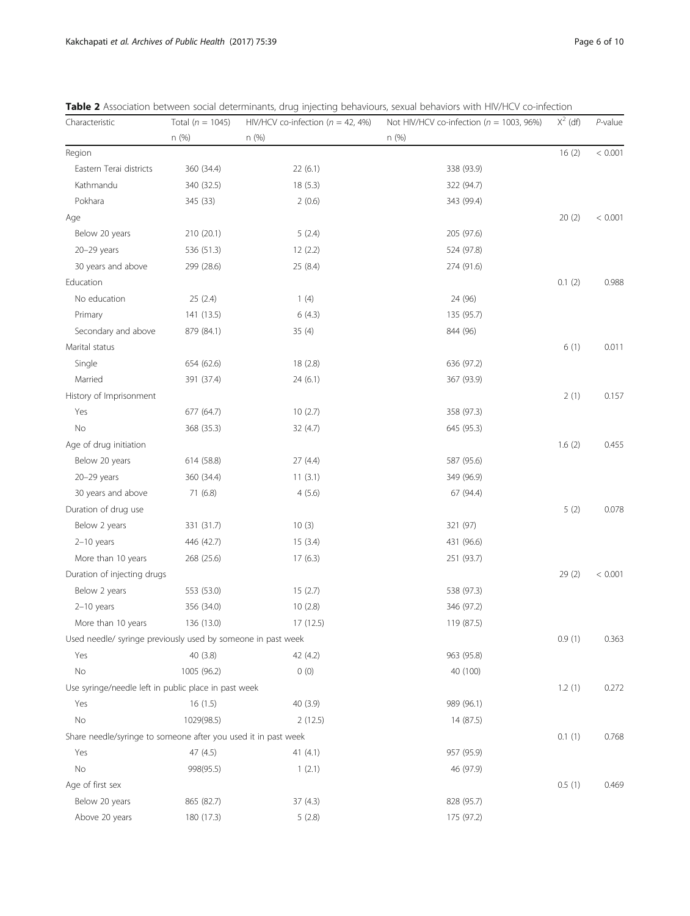**Table 2** Association between social determinants, drug injecting behaviours, sexual behaviors with HIV/HCV co-infection

| Characteristic | Total ($n$ = 1045) | HIV/HCV co-infection ($n$ = 42, 4%) | Not HIV/HCV co-infection ($n$ = 1003, 96%) | $X^2$ (df) | $P$-value |
|---|---|---|---|---|---|
| | n (%) | n (%) | n (%) | | |
| Region | | | | 16 (2) | < 0.001 |
| Eastern Terai districts | 360 (34.4) | 22 (6.1) | 338 (93.9) | | |
| Kathmandu | 340 (32.5) | 18 (5.3) | 322 (94.7) | | |
| Pokhara | 345 (33) | 2 (0.6) | 343 (99.4) | | |
| Age | | | | 20 (2) | < 0.001 |
| Below 20 years | 210 (20.1) | 5 (2.4) | 205 (97.6) | | |
| 20–29 years | 536 (51.3) | 12 (2.2) | 524 (97.8) | | |
| 30 years and above | 299 (28.6) | 25 (8.4) | 274 (91.6) | | |
| Education | | | | 0.1 (2) | 0.988 |
| No education | 25 (2.4) | 1 (4) | 24 (96) | | |
| Primary | 141 (13.5) | 6 (4.3) | 135 (95.7) | | |
| Secondary and above | 879 (84.1) | 35 (4) | 844 (96) | | |
| Marital status | | | | 6 (1) | 0.011 |
| Single | 654 (62.6) | 18 (2.8) | 636 (97.2) | | |
| Married | 391 (37.4) | 24 (6.1) | 367 (93.9) | | |
| History of Imprisonment | | | | 2 (1) | 0.157 |
| Yes | 677 (64.7) | 10 (2.7) | 358 (97.3) | | |
| No | 368 (35.3) | 32 (4.7) | 645 (95.3) | | |
| Age of drug initiation | | | | 1.6 (2) | 0.455 |
| Below 20 years | 614 (58.8) | 27 (4.4) | 587 (95.6) | | |
| 20–29 years | 360 (34.4) | 11 (3.1) | 349 (96.9) | | |
| 30 years and above | 71 (6.8) | 4 (5.6) | 67 (94.4) | | |
| Duration of drug use | | | | 5 (2) | 0.078 |
| Below 2 years | 331 (31.7) | 10 (3) | 321 (97) | | |
| 2–10 years | 446 (42.7) | 15 (3.4) | 431 (96.6) | | |
| More than 10 years | 268 (25.6) | 17 (6.3) | 251 (93.7) | | |
| Duration of injecting drugs | | | | 29 (2) | < 0.001 |
| Below 2 years | 553 (53.0) | 15 (2.7) | 538 (97.3) | | |
| 2–10 years | 356 (34.0) | 10 (2.8) | 346 (97.2) | | |
| More than 10 years | 136 (13.0) | 17 (12.5) | 119 (87.5) | | |
| Used needle/ syringe previously used by someone in past week | | | | 0.9 (1) | 0.363 |
| Yes | 40 (3.8) | 42 (4.2) | 963 (95.8) | | |
| No | 1005 (96.2) | 0 (0) | 40 (100) | | |
| Use syringe/needle left in public place in past week | | | | 1.2 (1) | 0.272 |
| Yes | 16 (1.5) | 40 (3.9) | 989 (96.1) | | |
| No | 1029(98.5) | 2 (12.5) | 14 (87.5) | | |
| Share needle/syringe to someone after you used it in past week | | | | 0.1 (1) | 0.768 |
| Yes | 47 (4.5) | 41 (4.1) | 957 (95.9) | | |
| No | 998(95.5) | 1 (2.1) | 46 (97.9) | | |
| Age of first sex | | | | 0.5 (1) | 0.469 |
| Below 20 years | 865 (82.7) | 37 (4.3) | 828 (95.7) | | |
| Above 20 years | 180 (17.3) | 5 (2.8) | 175 (97.2) | | |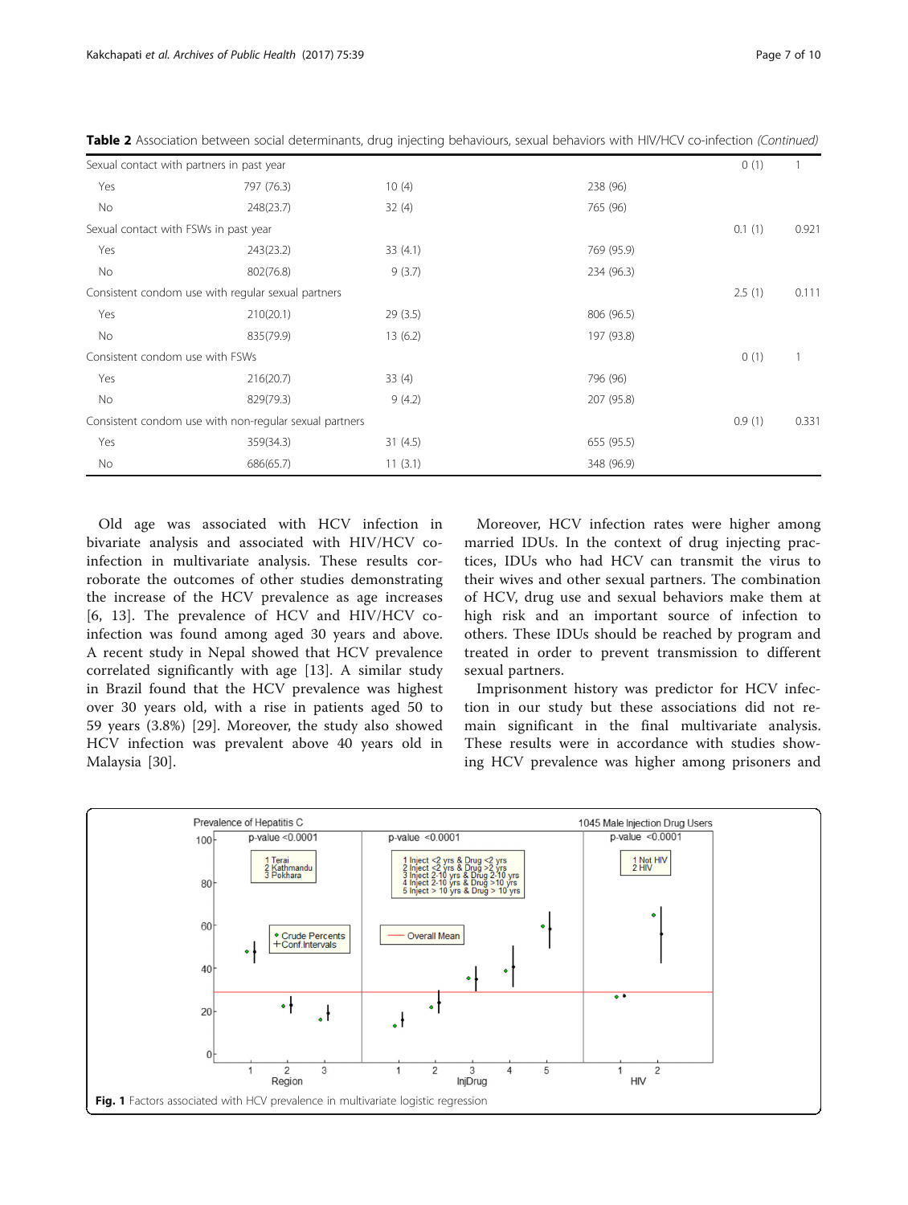**Table 2** Association between social determinants, drug injecting behaviours, sexual behaviors with HIV/HCV co-infection *(Continued)*

| | | | | | |
|---|---|---|---|---|---|
| Sexual contact with partners in past year | | | | 0 (1) | 1 |
| Yes | 797 (76.3) | 10 (4) | 238 (96) | | |
| No | 248(23.7) | 32 (4) | 765 (96) | | |
| Sexual contact with FSWs in past year | | | | 0.1 (1) | 0.921 |
| Yes | 243(23.2) | 33 (4.1) | 769 (95.9) | | |
| No | 802(76.8) | 9 (3.7) | 234 (96.3) | | |
| Consistent condom use with regular sexual partners | | | | 2.5 (1) | 0.111 |
| Yes | 210(20.1) | 29 (3.5) | 806 (96.5) | | |
| No | 835(79.9) | 13 (6.2) | 197 (93.8) | | |
| Consistent condom use with FSWs | | | | 0 (1) | 1 |
| Yes | 216(20.7) | 33 (4) | 796 (96) | | |
| No | 829(79.3) | 9 (4.2) | 207 (95.8) | | |
| Consistent condom use with non-regular sexual partners | | | | 0.9 (1) | 0.331 |
| Yes | 359(34.3) | 31 (4.5) | 655 (95.5) | | |
| No | 686(65.7) | 11 (3.1) | 348 (96.9) | | |

Old age was associated with HCV infection in bivariate analysis and associated with HIV/HCV co-infection in multivariate analysis. These results corroborate the outcomes of other studies demonstrating the increase of the HCV prevalence as age increases [6, 13]. The prevalence of HCV and HIV/HCV co-infection was found among aged 30 years and above. A recent study in Nepal showed that HCV prevalence correlated significantly with age [13]. A similar study in Brazil found that the HCV prevalence was highest over 30 years old, with a rise in patients aged 50 to 59 years (3.8%) [29]. Moreover, the study also showed HCV infection was prevalent above 40 years old in Malaysia [30].

Moreover, HCV infection rates were higher among married IDUs. In the context of drug injecting practices, IDUs who had HCV can transmit the virus to their wives and other sexual partners. The combination of HCV, drug use and sexual behaviors make them at high risk and an important source of infection to others. These IDUs should be reached by program and treated in order to prevent transmission to different sexual partners.

Imprisonment history was predictor for HCV infection in our study but these associations did not remain significant in the final multivariate analysis. These results were in accordance with studies showing HCV prevalence was higher among prisoners and

**Fig. 1** Factors associated with HCV prevalence in multivariate logistic regression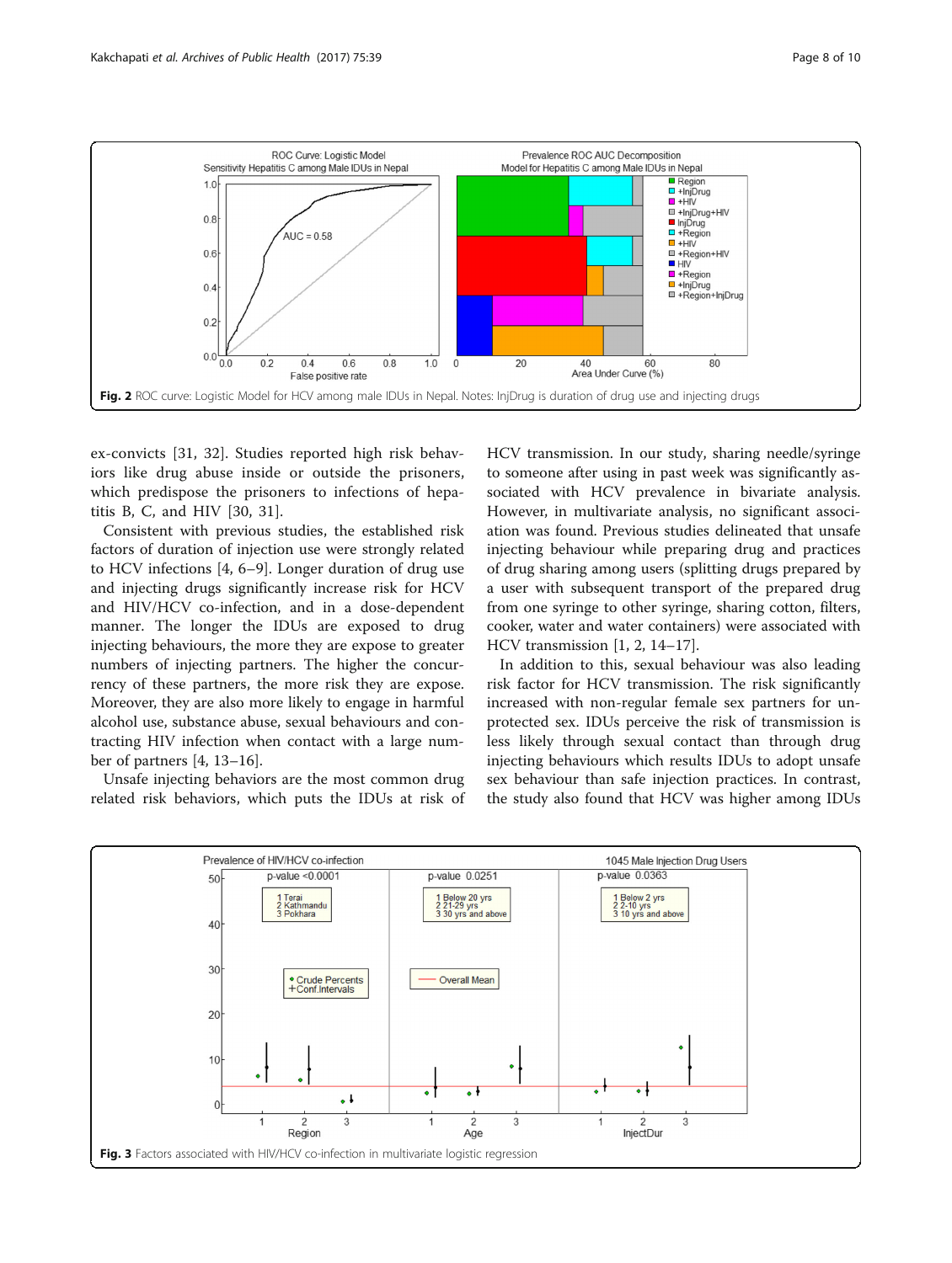Fig. 2 ROC curve: Logistic Model for HCV among male IDUs in Nepal. Notes: InjDrug is duration of drug use and injecting drugs

ex-convicts [31, 32]. Studies reported high risk behaviors like drug abuse inside or outside the prisoners, which predispose the prisoners to infections of hepatitis B, C, and HIV [30, 31].

Consistent with previous studies, the established risk factors of duration of injection use were strongly related to HCV infections [4, 6–9]. Longer duration of drug use and injecting drugs significantly increase risk for HCV and HIV/HCV co-infection, and in a dose-dependent manner. The longer the IDUs are exposed to drug injecting behaviours, the more they are expose to greater numbers of injecting partners. The higher the concurrency of these partners, the more risk they are expose. Moreover, they are also more likely to engage in harmful alcohol use, substance abuse, sexual behaviours and contracting HIV infection when contact with a large number of partners [4, 13–16].

Unsafe injecting behaviors are the most common drug related risk behaviors, which puts the IDUs at risk of HCV transmission. In our study, sharing needle/syringe to someone after using in past week was significantly associated with HCV prevalence in bivariate analysis. However, in multivariate analysis, no significant association was found. Previous studies delineated that unsafe injecting behaviour while preparing drug and practices of drug sharing among users (splitting drugs prepared by a user with subsequent transport of the prepared drug from one syringe to other syringe, sharing cotton, filters, cooker, water and water containers) were associated with HCV transmission [1, 2, 14–17].

In addition to this, sexual behaviour was also leading risk factor for HCV transmission. The risk significantly increased with non-regular female sex partners for unprotected sex. IDUs perceive the risk of transmission is less likely through sexual contact than through drug injecting behaviours which results IDUs to adopt unsafe sex behaviour than safe injection practices. In contrast, the study also found that HCV was higher among IDUs

Fig. 3 Factors associated with HIV/HCV co-infection in multivariate logistic regression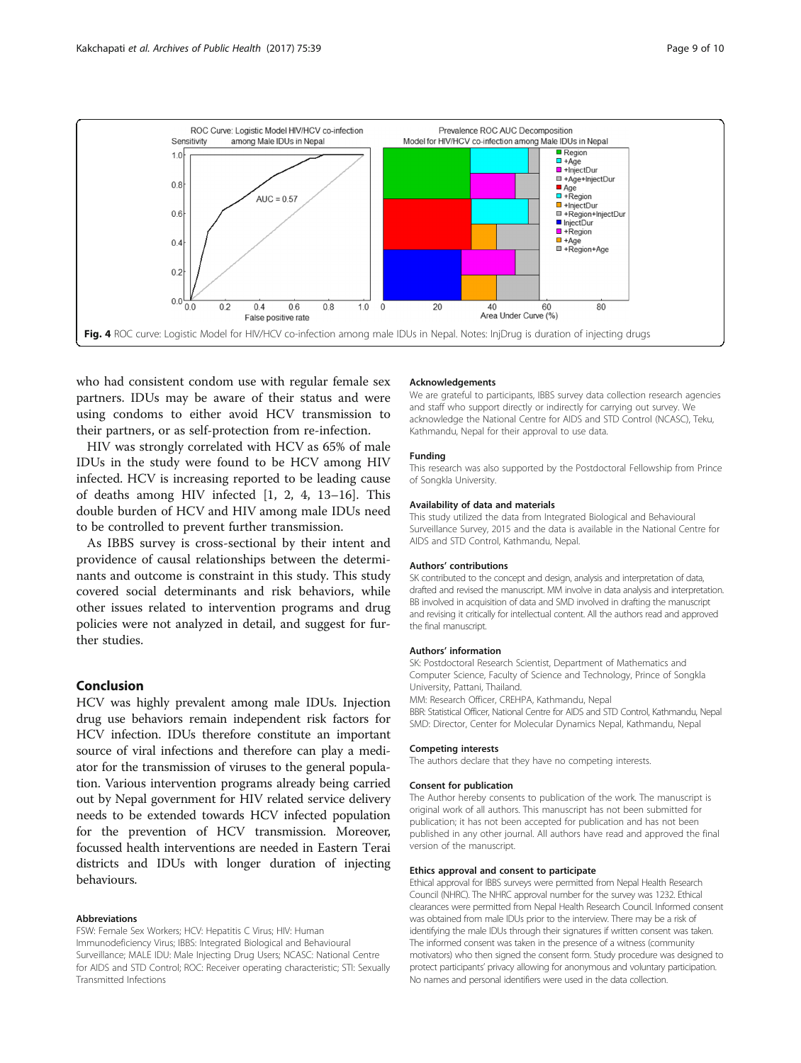ROC Curve: Logistic Model HIV/HCV co-infection among Male IDUs in Nepal

Sensitivity

1.0

0.8

0.6

0.4

0.2

0.0

AUC = 0.57

0.0 0.2 0.4 0.6 0.8 1.0

False positive rate

Prevalence ROC AUC Decomposition Model for HIV/HCV co-infection among Male IDUs in Nepal

0 20 40 60 80

Area Under Curve (%)

Region
+Age
+InjectDur
+Age+InjectDur
Age
+Region
+InjectDur
+Region+InjectDur
InjectDur
+Region
+Age
+Region+Age

**Fig. 4** ROC curve: Logistic Model for HIV/HCV co-infection among male IDUs in Nepal. Notes: InjDrug is duration of injecting drugs

who had consistent condom use with regular female sex partners. IDUs may be aware of their status and were using condoms to either avoid HCV transmission to their partners, or as self-protection from re-infection.

HIV was strongly correlated with HCV as 65% of male IDUs in the study were found to be HCV among HIV infected. HCV is increasing reported to be leading cause of deaths among HIV infected [1, 2, 4, 13–16]. This double burden of HCV and HIV among male IDUs need to be controlled to prevent further transmission.

As IBBS survey is cross-sectional by their intent and providence of causal relationships between the determinants and outcome is constraint in this study. This study covered social determinants and risk behaviors, while other issues related to intervention programs and drug policies were not analyzed in detail, and suggest for further studies.

## Conclusion

HCV was highly prevalent among male IDUs. Injection drug use behaviors remain independent risk factors for HCV infection. IDUs therefore constitute an important source of viral infections and therefore can play a mediator for the transmission of viruses to the general population. Various intervention programs already being carried out by Nepal government for HIV related service delivery needs to be extended towards HCV infected population for the prevention of HCV transmission. Moreover, focussed health interventions are needed in Eastern Terai districts and IDUs with longer duration of injecting behaviours.

#### Abbreviations

FSW: Female Sex Workers; HCV: Hepatitis C Virus; HIV: Human Immunodeficiency Virus; IBBS: Integrated Biological and Behavioural Surveillance; MALE IDU: Male Injecting Drug Users; NCASC: National Centre for AIDS and STD Control; ROC: Receiver operating characteristic; STI: Sexually Transmitted Infections

#### Acknowledgements

We are grateful to participants, IBBS survey data collection research agencies and staff who support directly or indirectly for carrying out survey. We acknowledge the National Centre for AIDS and STD Control (NCASC), Teku, Kathmandu, Nepal for their approval to use data.

#### Funding

This research was also supported by the Postdoctoral Fellowship from Prince of Songkla University.

#### Availability of data and materials

This study utilized the data from Integrated Biological and Behavioural Surveillance Survey, 2015 and the data is available in the National Centre for AIDS and STD Control, Kathmandu, Nepal.

#### Authors' contributions

SK contributed to the concept and design, analysis and interpretation of data, drafted and revised the manuscript. MM involve in data analysis and interpretation. BB involved in acquisition of data and SMD involved in drafting the manuscript and revising it critically for intellectual content. All the authors read and approved the final manuscript.

#### Authors' information

SK: Postdoctoral Research Scientist, Department of Mathematics and Computer Science, Faculty of Science and Technology, Prince of Songkla University, Pattani, Thailand.
MM: Research Officer, CREHPA, Kathmandu, Nepal
BBR: Statistical Officer, National Centre for AIDS and STD Control, Kathmandu, Nepal
SMD: Director, Center for Molecular Dynamics Nepal, Kathmandu, Nepal

#### Competing interests

The authors declare that they have no competing interests.

#### Consent for publication

The Author hereby consents to publication of the work. The manuscript is original work of all authors. This manuscript has not been submitted for publication; it has not been accepted for publication and has not been published in any other journal. All authors have read and approved the final version of the manuscript.

#### Ethics approval and consent to participate

Ethical approval for IBBS surveys were permitted from Nepal Health Research Council (NHRC). The NHRC approval number for the survey was 1232. Ethical clearances were permitted from Nepal Health Research Council. Informed consent was obtained from male IDUs prior to the interview. There may be a risk of identifying the male IDUs through their signatures if written consent was taken. The informed consent was taken in the presence of a witness (community motivators) who then signed the consent form. Study procedure was designed to protect participants' privacy allowing for anonymous and voluntary participation. No names and personal identifiers were used in the data collection.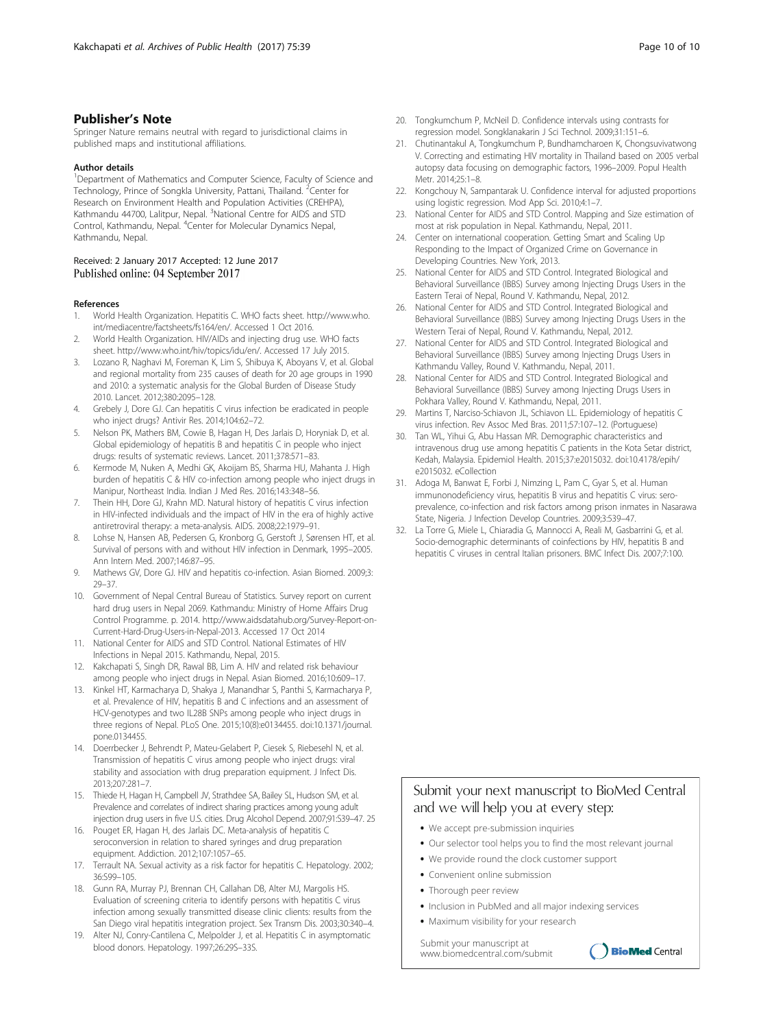## Publisher's Note

Springer Nature remains neutral with regard to jurisdictional claims in published maps and institutional affiliations.

### Author details

[1]Department of Mathematics and Computer Science, Faculty of Science and Technology, Prince of Songkla University, Pattani, Thailand. [2]Center for Research on Environment Health and Population Activities (CREHPA), Kathmandu 44700, Lalitpur, Nepal. [3]National Centre for AIDS and STD Control, Kathmandu, Nepal. [4]Center for Molecular Dynamics Nepal, Kathmandu, Nepal.

Received: 2 January 2017 Accepted: 12 June 2017
Published online: 04 September 2017

### References

1. World Health Organization. Hepatitis C. WHO facts sheet. http://www.who.int/mediacentre/factsheets/fs164/en/. Accessed 1 Oct 2016.
2. World Health Organization. HIV/AIDs and injecting drug use. WHO facts sheet. http://www.who.int/hiv/topics/idu/en/. Accessed 17 July 2015.
3. Lozano R, Naghavi M, Foreman K, Lim S, Shibuya K, Aboyans V, et al. Global and regional mortality from 235 causes of death for 20 age groups in 1990 and 2010: a systematic analysis for the Global Burden of Disease Study 2010. Lancet. 2012;380:2095–128.
4. Grebely J, Dore GJ. Can hepatitis C virus infection be eradicated in people who inject drugs? Antivir Res. 2014;104:62–72.
5. Nelson PK, Mathers BM, Cowie B, Hagan H, Des Jarlais D, Horyniak D, et al. Global epidemiology of hepatitis B and hepatitis C in people who inject drugs: results of systematic reviews. Lancet. 2011;378:571–83.
6. Kermode M, Nuken A, Medhi GK, Akoijam BS, Sharma HU, Mahanta J. High burden of hepatitis C & HIV co-infection among people who inject drugs in Manipur, Northeast India. Indian J Med Res. 2016;143:348–56.
7. Thein HH, Dore GJ, Krahn MD. Natural history of hepatitis C virus infection in HIV-infected individuals and the impact of HIV in the era of highly active antiretroviral therapy: a meta-analysis. AIDS. 2008;22:1979–91.
8. Lohse N, Hansen AB, Pedersen G, Kronborg G, Gerstoft J, Sørensen HT, et al. Survival of persons with and without HIV infection in Denmark, 1995–2005. Ann Intern Med. 2007;146:87–95.
9. Mathews GV, Dore GJ. HIV and hepatitis co-infection. Asian Biomed. 2009;3:29–37.
10. Government of Nepal Central Bureau of Statistics. Survey report on current hard drug users in Nepal 2069. Kathmandu: Ministry of Home Affairs Drug Control Programme. p. 2014. http://www.aidsdatahub.org/Survey-Report-on-Current-Hard-Drug-Users-in-Nepal-2013. Accessed 17 Oct 2014
11. National Center for AIDS and STD Control. National Estimates of HIV Infections in Nepal 2015. Kathmandu, Nepal, 2015.
12. Kakchapati S, Singh DR, Rawal BB, Lim A. HIV and related risk behaviour among people who inject drugs in Nepal. Asian Biomed. 2016;10:609–17.
13. Kinkel HT, Karmacharya D, Shakya J, Manandhar S, Panthi S, Karmacharya P, et al. Prevalence of HIV, hepatitis B and C infections and an assessment of HCV-genotypes and two IL28B SNPs among people who inject drugs in three regions of Nepal. PLoS One. 2015;10(8):e0134455. doi:10.1371/journal.pone.0134455.
14. Doerrbecker J, Behrendt P, Mateu-Gelabert P, Ciesek S, Riebesehl N, et al. Transmission of hepatitis C virus among people who inject drugs: viral stability and association with drug preparation equipment. J Infect Dis. 2013;207:281–7.
15. Thiede H, Hagan H, Campbell JV, Strathdee SA, Bailey SL, Hudson SM, et al. Prevalence and correlates of indirect sharing practices among young adult injection drug users in five U.S. cities. Drug Alcohol Depend. 2007;91:S39–47. 25
16. Pouget ER, Hagan H, des Jarlais DC. Meta-analysis of hepatitis C seroconversion in relation to shared syringes and drug preparation equipment. Addiction. 2012;107:1057–65.
17. Terrault NA. Sexual activity as a risk factor for hepatitis C. Hepatology. 2002;36:S99–105.
18. Gunn RA, Murray PJ, Brennan CH, Callahan DB, Alter MJ, Margolis HS. Evaluation of screening criteria to identify persons with hepatitis C virus infection among sexually transmitted disease clinic clients: results from the San Diego viral hepatitis integration project. Sex Transm Dis. 2003;30:340–4.
19. Alter NJ, Conry-Cantilena C, Melpolder J, et al. Hepatitis C in asymptomatic blood donors. Hepatology. 1997;26:29S–33S.
20. Tongkumchum P, McNeil D. Confidence intervals using contrasts for regression model. Songklanakarin J Sci Technol. 2009;31:151–6.
21. Chutinantakul A, Tongkumchum P, Bundhamcharoen K, Chongsuvivatwong V. Correcting and estimating HIV mortality in Thailand based on 2005 verbal autopsy data focusing on demographic factors, 1996–2009. Popul Health Metr. 2014;25:1–8.
22. Kongchouy N, Sampantarak U. Confidence interval for adjusted proportions using logistic regression. Mod App Sci. 2010;4:1–7.
23. National Center for AIDS and STD Control. Mapping and Size estimation of most at risk population in Nepal. Kathmandu, Nepal, 2011.
24. Center on international cooperation. Getting Smart and Scaling Up Responding to the Impact of Organized Crime on Governance in Developing Countries. New York, 2013.
25. National Center for AIDS and STD Control. Integrated Biological and Behavioral Surveillance (IBBS) Survey among Injecting Drugs Users in the Eastern Terai of Nepal, Round V. Kathmandu, Nepal, 2012.
26. National Center for AIDS and STD Control. Integrated Biological and Behavioral Surveillance (IBBS) Survey among Injecting Drugs Users in the Western Terai of Nepal, Round V. Kathmandu, Nepal, 2012.
27. National Center for AIDS and STD Control. Integrated Biological and Behavioral Surveillance (IBBS) Survey among Injecting Drugs Users in Kathmandu Valley, Round V. Kathmandu, Nepal, 2011.
28. National Center for AIDS and STD Control. Integrated Biological and Behavioral Surveillance (IBBS) Survey among Injecting Drugs Users in Pokhara Valley, Round V. Kathmandu, Nepal, 2011.
29. Martins T, Narciso-Schiavon JL, Schiavon LL. Epidemiology of hepatitis C virus infection. Rev Assoc Med Bras. 2011;57:107–12. (Portuguese)
30. Tan WL, Yihui G, Abu Hassan MR. Demographic characteristics and intravenous drug use among hepatitis C patients in the Kota Setar district, Kedah, Malaysia. Epidemiol Health. 2015;37:e2015032. doi:10.4178/epih/e2015032. eCollection
31. Adoga M, Banwat E, Forbi J, Nimzing L, Pam C, Gyar S, et al. Human immunonodeficiency virus, hepatitis B virus and hepatitis C virus: sero-prevalence, co-infection and risk factors among prison inmates in Nasarawa State, Nigeria. J Infection Develop Countries. 2009;3:539–47.
32. La Torre G, Miele L, Chiaradia G, Mannocci A, Reali M, Gasbarrini G, et al. Socio-demographic determinants of coinfections by HIV, hepatitis B and hepatitis C viruses in central Italian prisoners. BMC Infect Dis. 2007;7:100.

Submit your next manuscript to BioMed Central and we will help you at every step:

- We accept pre-submission inquiries
- Our selector tool helps you to find the most relevant journal
- We provide round the clock customer support
- Convenient online submission
- Thorough peer review
- Inclusion in PubMed and all major indexing services
- Maximum visibility for your research

Submit your manuscript at www.biomedcentral.com/submit

BioMed Central